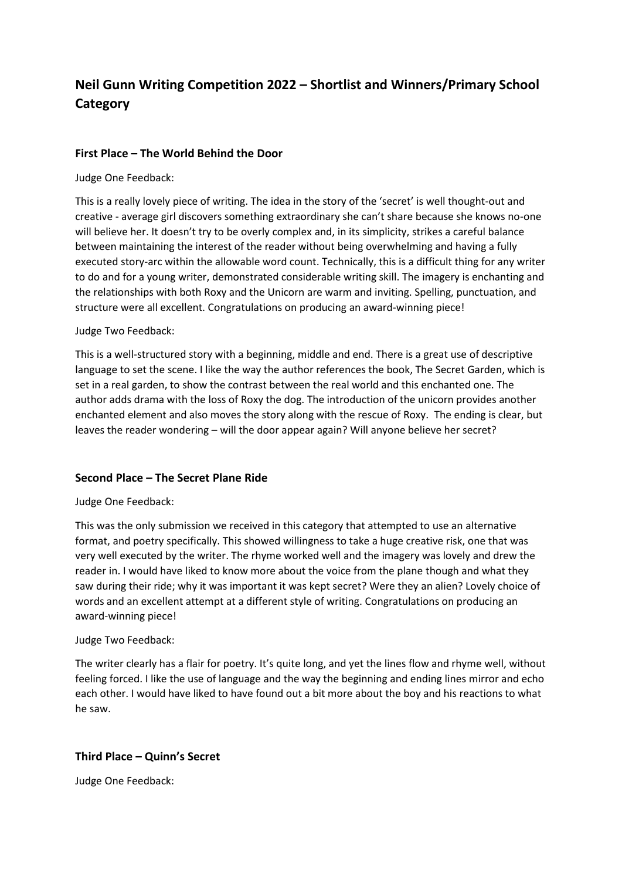# Neil Gunn Writing Competition 2022 – Shortlist and Winners/Primary School Category

## First Place – The World Behind the Door

Judge One Feedback:

This is a really lovely piece of writing. The idea in the story of the 'secret' is well thought-out and creative - average girl discovers something extraordinary she can't share because she knows no-one will believe her. It doesn't try to be overly complex and, in its simplicity, strikes a careful balance between maintaining the interest of the reader without being overwhelming and having a fully executed story-arc within the allowable word count. Technically, this is a difficult thing for any writer to do and for a young writer, demonstrated considerable writing skill. The imagery is enchanting and the relationships with both Roxy and the Unicorn are warm and inviting. Spelling, punctuation, and structure were all excellent. Congratulations on producing an award-winning piece!

Judge Two Feedback:

This is a well-structured story with a beginning, middle and end. There is a great use of descriptive language to set the scene. I like the way the author references the book, The Secret Garden, which is set in a real garden, to show the contrast between the real world and this enchanted one. The author adds drama with the loss of Roxy the dog. The introduction of the unicorn provides another enchanted element and also moves the story along with the rescue of Roxy. The ending is clear, but leaves the reader wondering – will the door appear again? Will anyone believe her secret?

## Second Place – The Secret Plane Ride

Judge One Feedback:

This was the only submission we received in this category that attempted to use an alternative format, and poetry specifically. This showed willingness to take a huge creative risk, one that was very well executed by the writer. The rhyme worked well and the imagery was lovely and drew the reader in. I would have liked to know more about the voice from the plane though and what they saw during their ride; why it was important it was kept secret? Were they an alien? Lovely choice of words and an excellent attempt at a different style of writing. Congratulations on producing an award-winning piece!

Judge Two Feedback:

The writer clearly has a flair for poetry. It's quite long, and yet the lines flow and rhyme well, without feeling forced. I like the use of language and the way the beginning and ending lines mirror and echo each other. I would have liked to have found out a bit more about the boy and his reactions to what he saw.

## Third Place – Quinn's Secret

Judge One Feedback: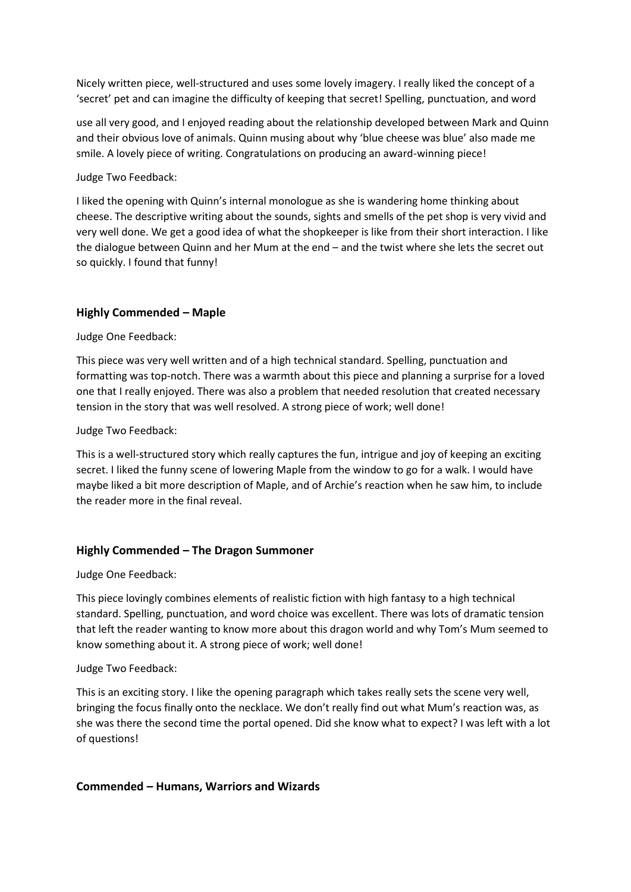Nicely written piece, well-structured and uses some lovely imagery. I really liked the concept of a 'secret' pet and can imagine the difficulty of keeping that secret! Spelling, punctuation, and word use all very good, and I enjoyed reading about the relationship developed between Mark and Quinn and their obvious love of animals. Quinn musing about why 'blue cheese was blue' also made me smile. A lovely piece of writing. Congratulations on producing an award-winning piece!

Judge Two Feedback:

I liked the opening with Quinn's internal monologue as she is wandering home thinking about cheese. The descriptive writing about the sounds, sights and smells of the pet shop is very vivid and very well done. We get a good idea of what the shopkeeper is like from their short interaction. I like the dialogue between Quinn and her Mum at the end – and the twist where she lets the secret out so quickly. I found that funny!

**Highly Commended – Maple**

Judge One Feedback:

This piece was very well written and of a high technical standard. Spelling, punctuation and formatting was top-notch. There was a warmth about this piece and planning a surprise for a loved one that I really enjoyed. There was also a problem that needed resolution that created necessary tension in the story that was well resolved. A strong piece of work; well done!

Judge Two Feedback:

This is a well-structured story which really captures the fun, intrigue and joy of keeping an exciting secret. I liked the funny scene of lowering Maple from the window to go for a walk. I would have maybe liked a bit more description of Maple, and of Archie's reaction when he saw him, to include the reader more in the final reveal.

**Highly Commended – The Dragon Summoner**

Judge One Feedback:

This piece lovingly combines elements of realistic fiction with high fantasy to a high technical standard. Spelling, punctuation, and word choice was excellent. There was lots of dramatic tension that left the reader wanting to know more about this dragon world and why Tom's Mum seemed to know something about it. A strong piece of work; well done!

Judge Two Feedback:

This is an exciting story. I like the opening paragraph which takes really sets the scene very well, bringing the focus finally onto the necklace. We don't really find out what Mum's reaction was, as she was there the second time the portal opened. Did she know what to expect? I was left with a lot of questions!

**Commended – Humans, Warriors and Wizards**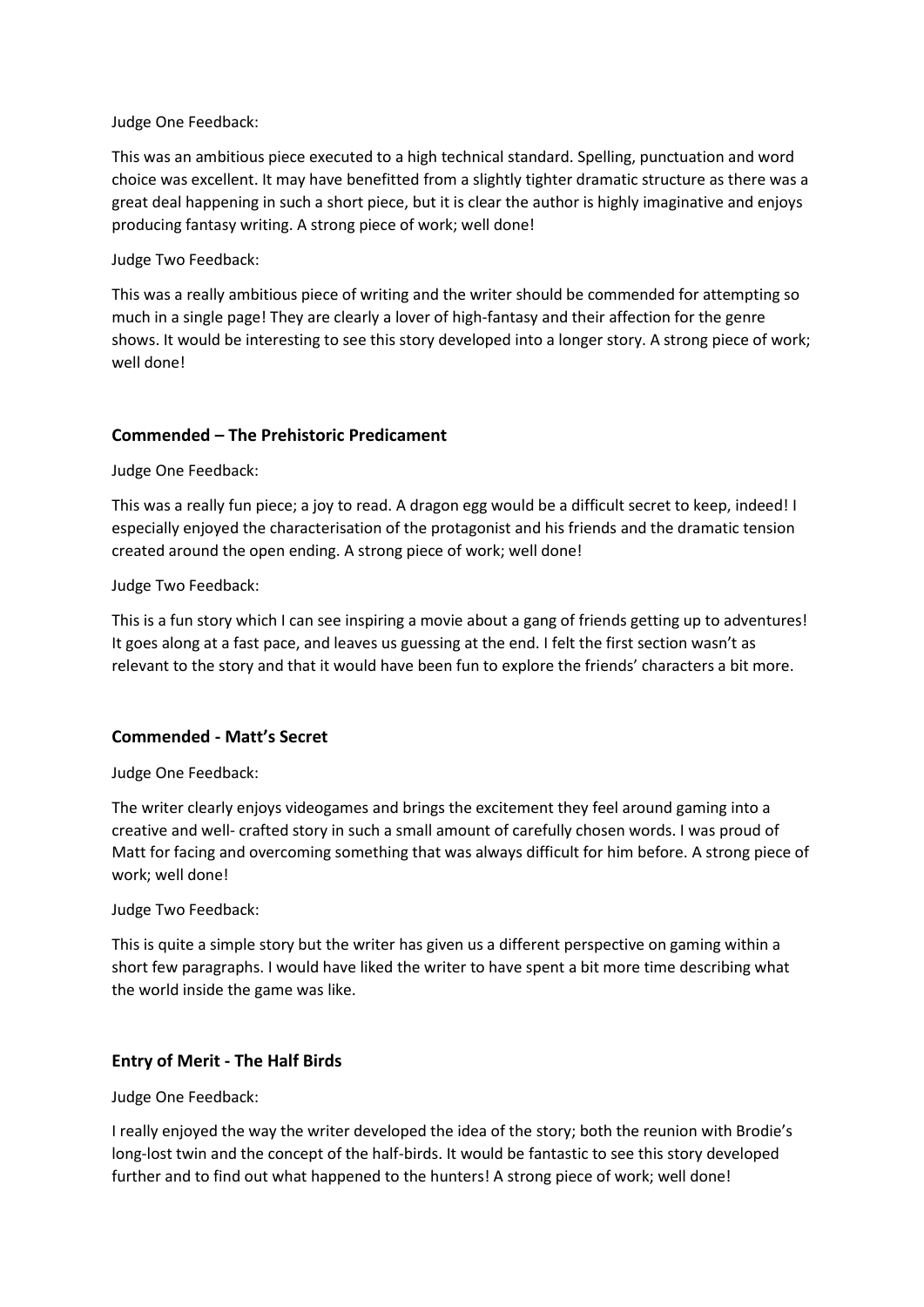Judge One Feedback:

This was an ambitious piece executed to a high technical standard. Spelling, punctuation and word choice was excellent. It may have benefitted from a slightly tighter dramatic structure as there was a great deal happening in such a short piece, but it is clear the author is highly imaginative and enjoys producing fantasy writing. A strong piece of work; well done!

Judge Two Feedback:

This was a really ambitious piece of writing and the writer should be commended for attempting so much in a single page! They are clearly a lover of high-fantasy and their affection for the genre shows. It would be interesting to see this story developed into a longer story. A strong piece of work; well done!

### Commended – The Prehistoric Predicament

Judge One Feedback:

This was a really fun piece; a joy to read. A dragon egg would be a difficult secret to keep, indeed! I especially enjoyed the characterisation of the protagonist and his friends and the dramatic tension created around the open ending. A strong piece of work; well done!

Judge Two Feedback:

This is a fun story which I can see inspiring a movie about a gang of friends getting up to adventures! It goes along at a fast pace, and leaves us guessing at the end. I felt the first section wasn't as relevant to the story and that it would have been fun to explore the friends' characters a bit more.

### Commended - Matt's Secret

Judge One Feedback:

The writer clearly enjoys videogames and brings the excitement they feel around gaming into a creative and well- crafted story in such a small amount of carefully chosen words. I was proud of Matt for facing and overcoming something that was always difficult for him before. A strong piece of work; well done!

Judge Two Feedback:

This is quite a simple story but the writer has given us a different perspective on gaming within a short few paragraphs. I would have liked the writer to have spent a bit more time describing what the world inside the game was like.

### Entry of Merit - The Half Birds

Judge One Feedback:

I really enjoyed the way the writer developed the idea of the story; both the reunion with Brodie's long-lost twin and the concept of the half-birds. It would be fantastic to see this story developed further and to find out what happened to the hunters! A strong piece of work; well done!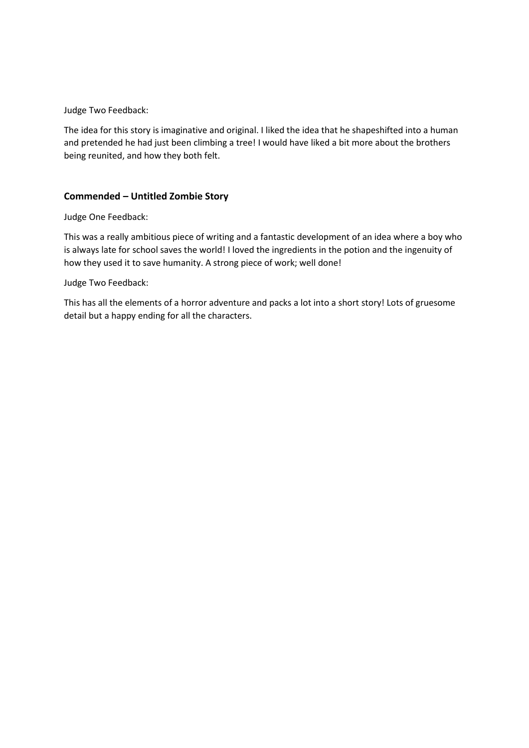Judge Two Feedback:

The idea for this story is imaginative and original. I liked the idea that he shapeshifted into a human and pretended he had just been climbing a tree! I would have liked a bit more about the brothers being reunited, and how they both felt.

### Commended – Untitled Zombie Story

Judge One Feedback:

This was a really ambitious piece of writing and a fantastic development of an idea where a boy who is always late for school saves the world! I loved the ingredients in the potion and the ingenuity of how they used it to save humanity. A strong piece of work; well done!

Judge Two Feedback:

This has all the elements of a horror adventure and packs a lot into a short story! Lots of gruesome detail but a happy ending for all the characters.